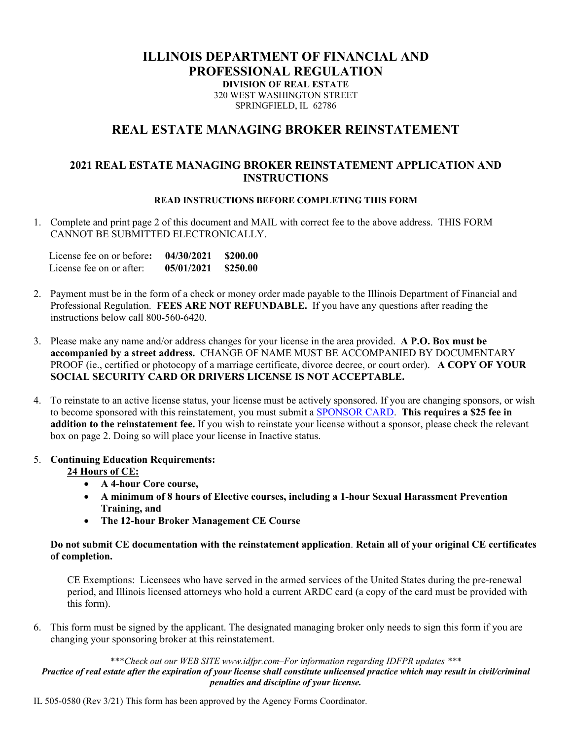# ILLINOIS DEPARTMENT OF FINANCIAL AND PROFESSIONAL REGULATION

**DIVISION OF REAL ESTATE**
320 WEST WASHINGTON STREET
SPRINGFIELD, IL 62786

## REAL ESTATE MANAGING BROKER REINSTATEMENT

### 2021 REAL ESTATE MANAGING BROKER REINSTATEMENT APPLICATION AND INSTRUCTIONS

**READ INSTRUCTIONS BEFORE COMPLETING THIS FORM**

1. Complete and print page 2 of this document and MAIL with correct fee to the above address. THIS FORM CANNOT BE SUBMITTED ELECTRONICALLY.

   | | | |
   |---|---|---|
   | License fee on or before**:** | **04/30/2021** | **$200.00** |
   | License fee on or after: | **05/01/2021** | **$250.00** |

2. Payment must be in the form of a check or money order made payable to the Illinois Department of Financial and Professional Regulation. **FEES ARE NOT REFUNDABLE.** If you have any questions after reading the instructions below call 800-560-6420.

3. Please make any name and/or address changes for your license in the area provided. **A P.O. Box must be accompanied by a street address.** CHANGE OF NAME MUST BE ACCOMPANIED BY DOCUMENTARY PROOF (ie., certified or photocopy of a marriage certificate, divorce decree, or court order). **A COPY OF YOUR SOCIAL SECURITY CARD OR DRIVERS LICENSE IS NOT ACCEPTABLE.**

4. To reinstate to an active license status, your license must be actively sponsored. If you are changing sponsors, or wish to become sponsored with this reinstatement, you must submit a SPONSOR CARD. **This requires a $25 fee in addition to the reinstatement fee.** If you wish to reinstate your license without a sponsor, please check the relevant box on page 2. Doing so will place your license in Inactive status.

5. **Continuing Education Requirements:**

   **24 Hours of CE:**
   - **A 4-hour Core course,**
   - **A minimum of 8 hours of Elective courses, including a 1-hour Sexual Harassment Prevention Training, and**
   - **The 12-hour Broker Management CE Course**

   **Do not submit CE documentation with the reinstatement application**. **Retain all of your original CE certificates of completion.**

   CE Exemptions: Licensees who have served in the armed services of the United States during the pre-renewal period, and Illinois licensed attorneys who hold a current ARDC card (a copy of the card must be provided with this form).

6. This form must be signed by the applicant. The designated managing broker only needs to sign this form if you are changing your sponsoring broker at this reinstatement.

****Check out our WEB SITE www.idfpr.com–For information regarding IDFPR updates ****

***Practice of real estate after the expiration of your license shall constitute unlicensed practice which may result in civil/criminal penalties and discipline of your license.***

IL 505-0580 (Rev 3/21) This form has been approved by the Agency Forms Coordinator.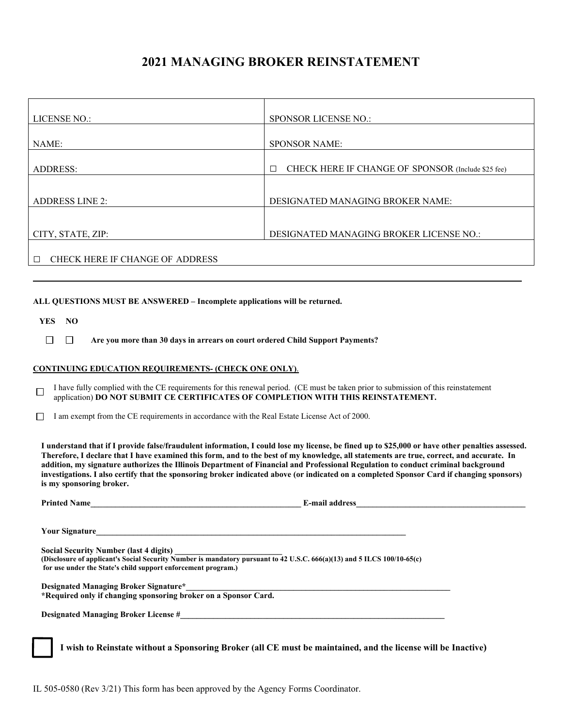# 2021 MANAGING BROKER REINSTATEMENT

| | |
|---|---|
| LICENSE NO.: | SPONSOR LICENSE NO.: |
| NAME: | SPONSOR NAME: |
| ADDRESS: | ☐ CHECK HERE IF CHANGE OF SPONSOR (Include $25 fee) |
| ADDRESS LINE 2: | DESIGNATED MANAGING BROKER NAME: |
| CITY, STATE, ZIP: | DESIGNATED MANAGING BROKER LICENSE NO.: |
| ☐ CHECK HERE IF CHANGE OF ADDRESS | |

---

**ALL QUESTIONS MUST BE ANSWERED – Incomplete applications will be returned.**

| YES | NO | |
|---|---|---|
| ☐ | ☐ | **Are you more than 30 days in arrears on court ordered Child Support Payments?** |

**CONTINUING EDUCATION REQUIREMENTS- (CHECK ONE ONLY)**.

☐ I have fully complied with the CE requirements for this renewal period. (CE must be taken prior to submission of this reinstatement application) **DO NOT SUBMIT CE CERTIFICATES OF COMPLETION WITH THIS REINSTATEMENT.**

☐ I am exempt from the CE requirements in accordance with the Real Estate License Act of 2000.

**I understand that if I provide false/fraudulent information, I could lose my license, be fined up to $25,000 or have other penalties assessed. Therefore, I declare that I have examined this form, and to the best of my knowledge, all statements are true, correct, and accurate. In addition, my signature authorizes the Illinois Department of Financial and Professional Regulation to conduct criminal background investigations. I also certify that the sponsoring broker indicated above (or indicated on a completed Sponsor Card if changing sponsors) is my sponsoring broker.**

**Printed Name**_____________________________________________________ **E-mail address**__________________________________________

**Your Signature**________________________________________________________________________________

**Social Security Number (last 4 digits)** ___________________________
**(Disclosure of applicant's Social Security Number is mandatory pursuant to 42 U.S.C. 666(a)(13) and 5 ILCS 100/10-65(c) for use under the State's child support enforcement program.)**

**Designated Managing Broker Signature***____________________________________________________________________
***Required only if changing sponsoring broker on a Sponsor Card.**

**Designated Managing Broker License #**____________________________________________________________________

☐ **I wish to Reinstate without a Sponsoring Broker (all CE must be maintained, and the license will be Inactive)**

IL 505-0580 (Rev 3/21) This form has been approved by the Agency Forms Coordinator.